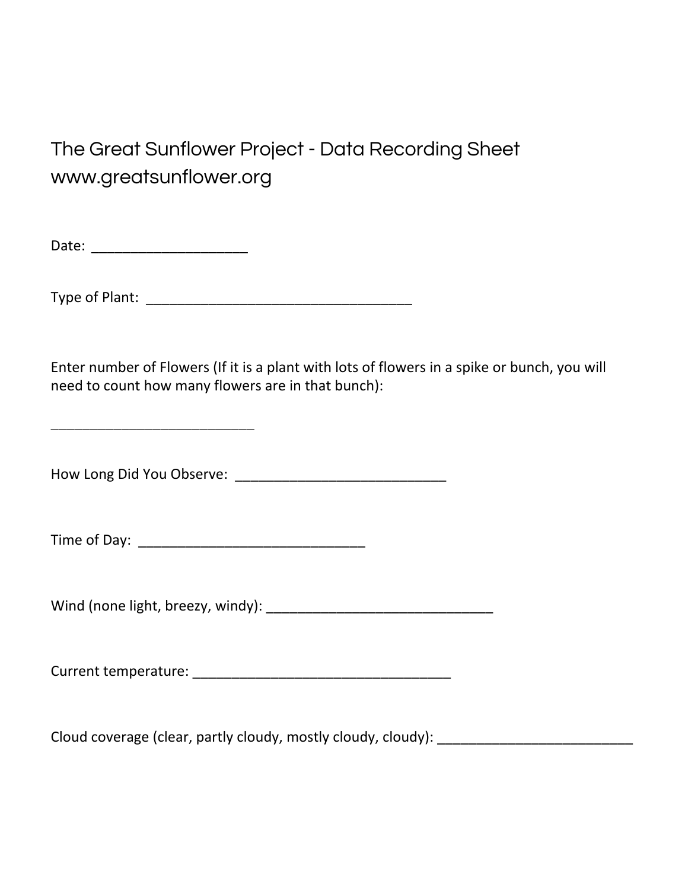# The Great Sunflower Project - Data Recording Sheet
www.greatsunflower.org

Date: ____________________

Type of Plant: ___________________________________

Enter number of Flowers (If it is a plant with lots of flowers in a spike or bunch, you will need to count how many flowers are in that bunch):

___________________________

How Long Did You Observe: ___________________________

Time of Day: ______________________________

Wind (none light, breezy, windy): ______________________________

Current temperature: _________________________________

Cloud coverage (clear, partly cloudy, mostly cloudy, cloudy): _________________________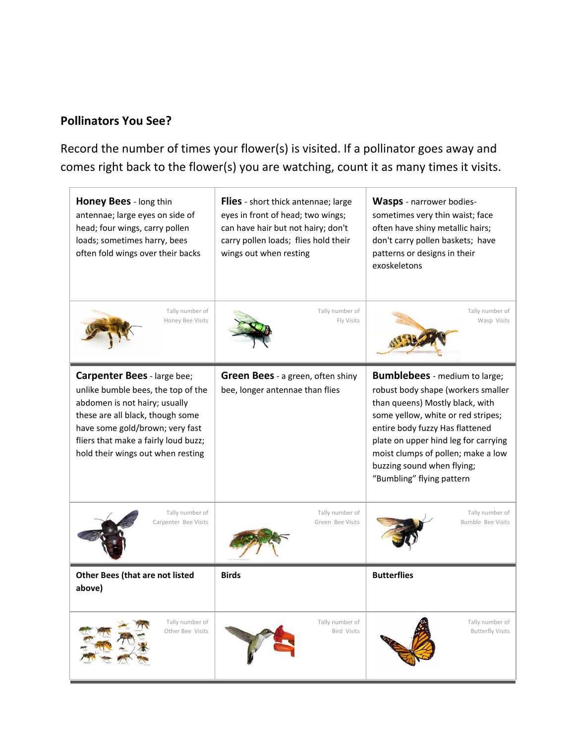**Pollinators You See?**

Record the number of times your flower(s) is visited. If a pollinator goes away and comes right back to the flower(s) you are watching, count it as many times it visits.

| | | |
|---|---|---|
| **Honey Bees** - long thin antennae; large eyes on side of head; four wings, carry pollen loads; sometimes harry, bees often fold wings over their backs | **Flies** - short thick antennae; large eyes in front of head; two wings; can have hair but not hairy; don't carry pollen loads; flies hold their wings out when resting | **Wasps** - narrower bodies- sometimes very thin waist; face often have shiny metallic hairs; don't carry pollen baskets; have patterns or designs in their exoskeletons |
| Tally number of Honey Bee Visits | Tally number of Fly Visits | Tally number of Wasp Visits |
| **Carpenter Bees** - large bee; unlike bumble bees, the top of the abdomen is not hairy; usually these are all black, though some have some gold/brown; very fast fliers that make a fairly loud buzz; hold their wings out when resting | **Green Bees** - a green, often shiny bee, longer antennae than flies | **Bumblebees** - medium to large; robust body shape (workers smaller than queens) Mostly black, with some yellow, white or red stripes; entire body fuzzy Has flattened plate on upper hind leg for carrying moist clumps of pollen; make a low buzzing sound when flying; "Bumbling" flying pattern |
| Tally number of Carpenter Bee Visits | Tally number of Green Bee Visits | Tally number of Bumble Bee Visits |
| **Other Bees (that are not listed above)** | **Birds** | **Butterflies** |
| Tally number of Other Bee Visits | Tally number of Bird Visits | Tally number of Butterfly Visits |